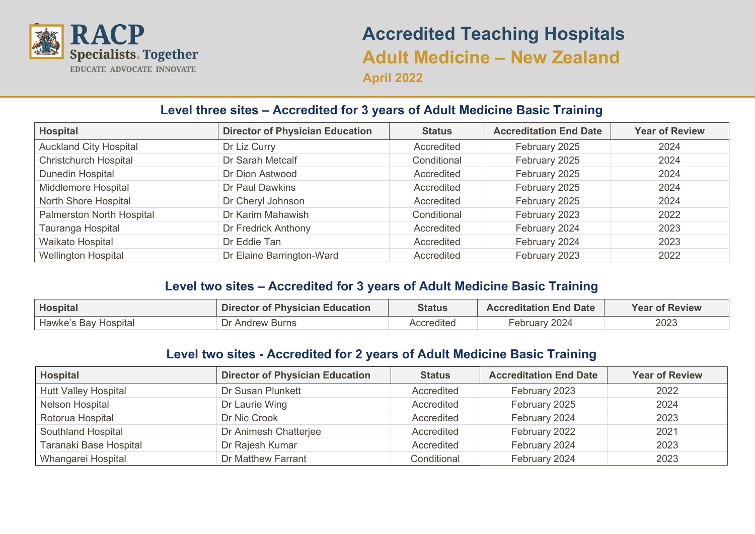RACP
Specialists. Together
EDUCATE ADVOCATE INNOVATE

# Accredited Teaching Hospitals

## Adult Medicine – New Zealand

### April 2022

## Level three sites – Accredited for 3 years of Adult Medicine Basic Training

| Hospital | Director of Physician Education | Status | Accreditation End Date | Year of Review |
|---|---|---|---|---|
| Auckland City Hospital | Dr Liz Curry | Accredited | February 2025 | 2024 |
| Christchurch Hospital | Dr Sarah Metcalf | Conditional | February 2025 | 2024 |
| Dunedin Hospital | Dr Dion Astwood | Accredited | February 2025 | 2024 |
| Middlemore Hospital | Dr Paul Dawkins | Accredited | February 2025 | 2024 |
| North Shore Hospital | Dr Cheryl Johnson | Accredited | February 2025 | 2024 |
| Palmerston North Hospital | Dr Karim Mahawish | Conditional | February 2023 | 2022 |
| Tauranga Hospital | Dr Fredrick Anthony | Accredited | February 2024 | 2023 |
| Waikato Hospital | Dr Eddie Tan | Accredited | February 2024 | 2023 |
| Wellington Hospital | Dr Elaine Barrington-Ward | Accredited | February 2023 | 2022 |

## Level two sites – Accredited for 3 years of Adult Medicine Basic Training

| Hospital | Director of Physician Education | Status | Accreditation End Date | Year of Review |
|---|---|---|---|---|
| Hawke's Bay Hospital | Dr Andrew Burns | Accredited | February 2024 | 2023 |

## Level two sites - Accredited for 2 years of Adult Medicine Basic Training

| Hospital | Director of Physician Education | Status | Accreditation End Date | Year of Review |
|---|---|---|---|---|
| Hutt Valley Hospital | Dr Susan Plunkett | Accredited | February 2023 | 2022 |
| Nelson Hospital | Dr Laurie Wing | Accredited | February 2025 | 2024 |
| Rotorua Hospital | Dr Nic Crook | Accredited | February 2024 | 2023 |
| Southland Hospital | Dr Animesh Chatterjee | Accredited | February 2022 | 2021 |
| Taranaki Base Hospital | Dr Rajesh Kumar | Accredited | February 2024 | 2023 |
| Whangarei Hospital | Dr Matthew Farrant | Conditional | February 2024 | 2023 |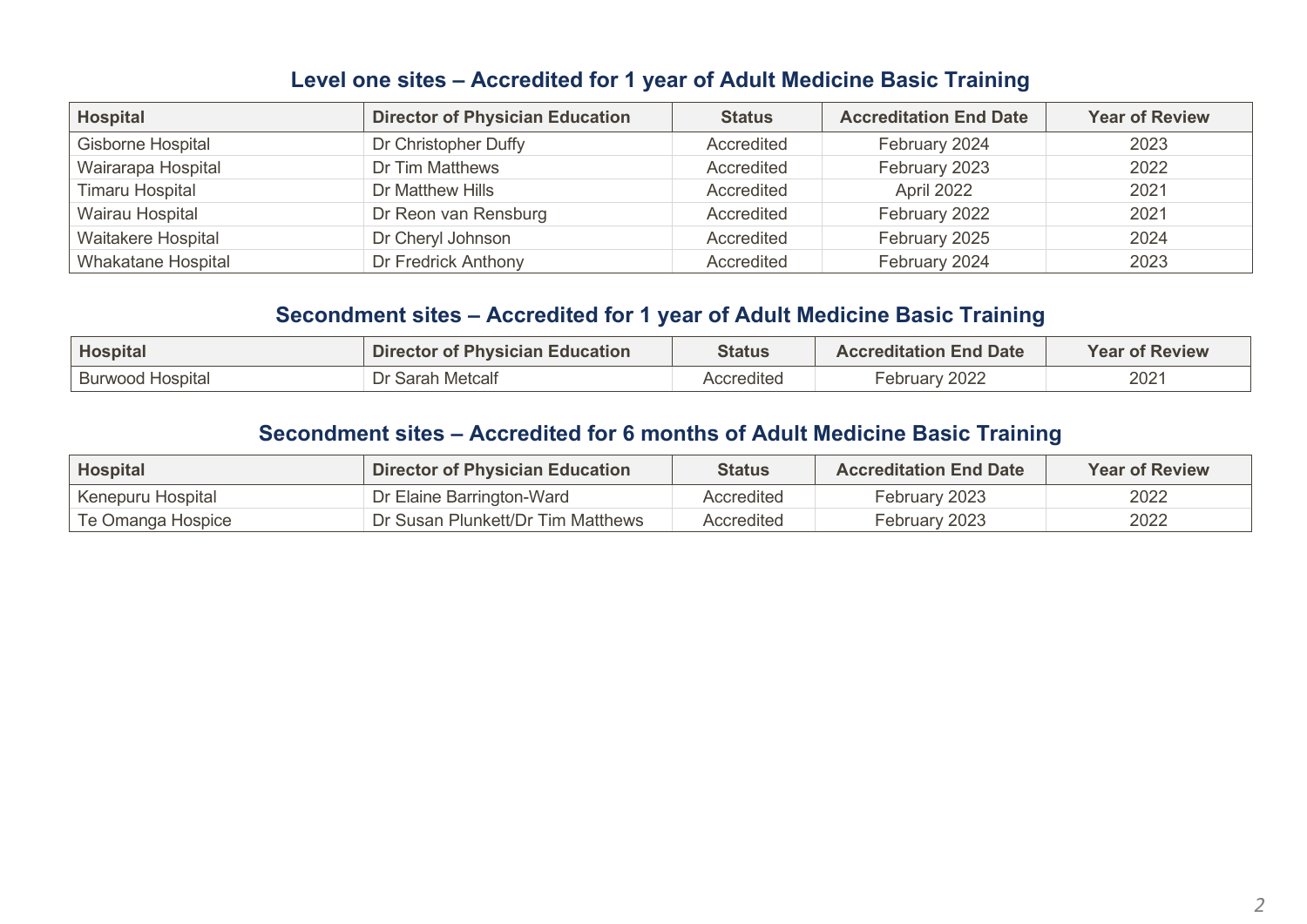## Level one sites – Accredited for 1 year of Adult Medicine Basic Training

| Hospital | Director of Physician Education | Status | Accreditation End Date | Year of Review |
|---|---|---|---|---|
| Gisborne Hospital | Dr Christopher Duffy | Accredited | February 2024 | 2023 |
| Wairarapa Hospital | Dr Tim Matthews | Accredited | February 2023 | 2022 |
| Timaru Hospital | Dr Matthew Hills | Accredited | April 2022 | 2021 |
| Wairau Hospital | Dr Reon van Rensburg | Accredited | February 2022 | 2021 |
| Waitakere Hospital | Dr Cheryl Johnson | Accredited | February 2025 | 2024 |
| Whakatane Hospital | Dr Fredrick Anthony | Accredited | February 2024 | 2023 |

## Secondment sites – Accredited for 1 year of Adult Medicine Basic Training

| Hospital | Director of Physician Education | Status | Accreditation End Date | Year of Review |
|---|---|---|---|---|
| Burwood Hospital | Dr Sarah Metcalf | Accredited | February 2022 | 2021 |

## Secondment sites – Accredited for 6 months of Adult Medicine Basic Training

| Hospital | Director of Physician Education | Status | Accreditation End Date | Year of Review |
|---|---|---|---|---|
| Kenepuru Hospital | Dr Elaine Barrington-Ward | Accredited | February 2023 | 2022 |
| Te Omanga Hospice | Dr Susan Plunkett/Dr Tim Matthews | Accredited | February 2023 | 2022 |